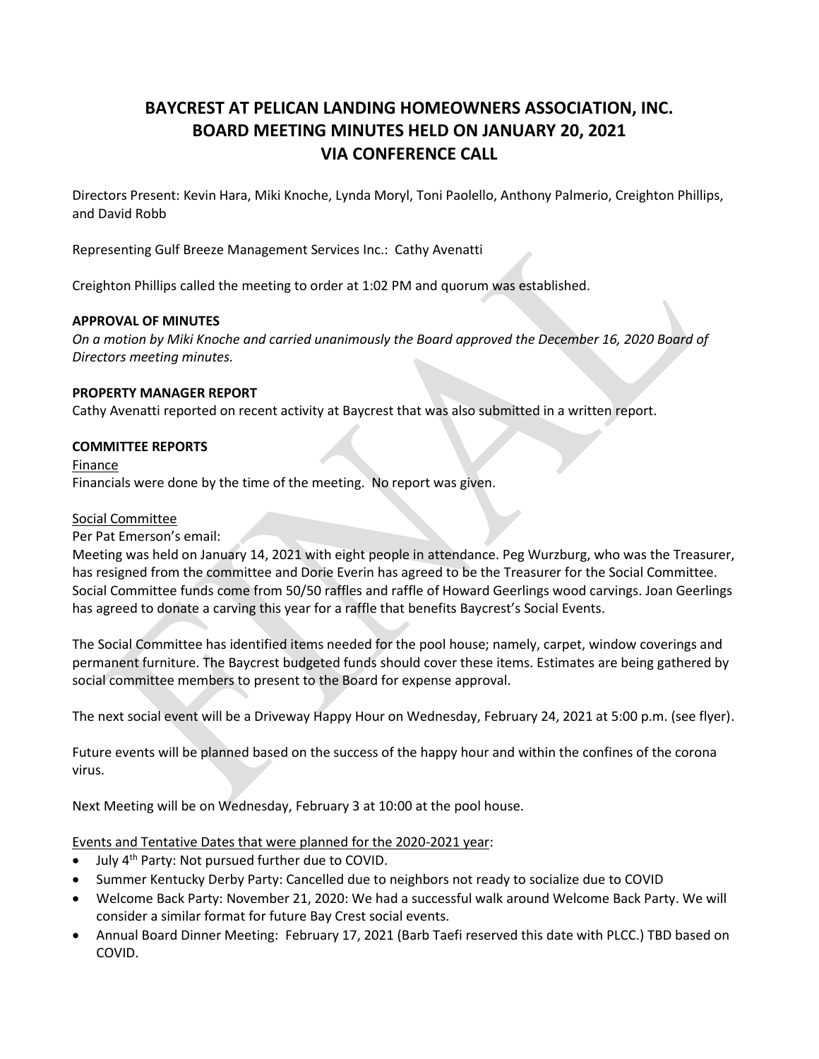# BAYCREST AT PELICAN LANDING HOMEOWNERS ASSOCIATION, INC.
# BOARD MEETING MINUTES HELD ON JANUARY 20, 2021
# VIA CONFERENCE CALL

Directors Present: Kevin Hara, Miki Knoche, Lynda Moryl, Toni Paolello, Anthony Palmerio, Creighton Phillips, and David Robb

Representing Gulf Breeze Management Services Inc.: Cathy Avenatti

Creighton Phillips called the meeting to order at 1:02 PM and quorum was established.

**APPROVAL OF MINUTES**

*On a motion by Miki Knoche and carried unanimously the Board approved the December 16, 2020 Board of Directors meeting minutes.*

**PROPERTY MANAGER REPORT**

Cathy Avenatti reported on recent activity at Baycrest that was also submitted in a written report.

**COMMITTEE REPORTS**

Finance

Financials were done by the time of the meeting. No report was given.

Social Committee

Per Pat Emerson's email:

Meeting was held on January 14, 2021 with eight people in attendance. Peg Wurzburg, who was the Treasurer, has resigned from the committee and Dorie Everin has agreed to be the Treasurer for the Social Committee. Social Committee funds come from 50/50 raffles and raffle of Howard Geerlings wood carvings. Joan Geerlings has agreed to donate a carving this year for a raffle that benefits Baycrest's Social Events.

The Social Committee has identified items needed for the pool house; namely, carpet, window coverings and permanent furniture. The Baycrest budgeted funds should cover these items. Estimates are being gathered by social committee members to present to the Board for expense approval.

The next social event will be a Driveway Happy Hour on Wednesday, February 24, 2021 at 5:00 p.m. (see flyer).

Future events will be planned based on the success of the happy hour and within the confines of the corona virus.

Next Meeting will be on Wednesday, February 3 at 10:00 at the pool house.

Events and Tentative Dates that were planned for the 2020-2021 year:

- July 4th Party: Not pursued further due to COVID.
- Summer Kentucky Derby Party: Cancelled due to neighbors not ready to socialize due to COVID
- Welcome Back Party: November 21, 2020: We had a successful walk around Welcome Back Party. We will consider a similar format for future Bay Crest social events.
- Annual Board Dinner Meeting: February 17, 2021 (Barb Taefi reserved this date with PLCC.) TBD based on COVID.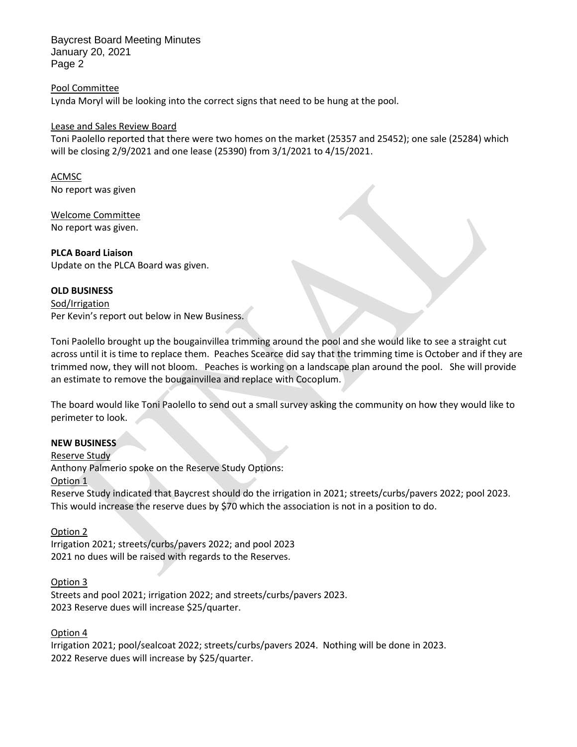Pool Committee

Lynda Moryl will be looking into the correct signs that need to be hung at the pool.

Lease and Sales Review Board

Toni Paolello reported that there were two homes on the market (25357 and 25452); one sale (25284) which will be closing 2/9/2021 and one lease (25390) from 3/1/2021 to 4/15/2021.

ACMSC

No report was given

Welcome Committee

No report was given.

**PLCA Board Liaison**

Update on the PLCA Board was given.

**OLD BUSINESS**

Sod/Irrigation

Per Kevin's report out below in New Business.

Toni Paolello brought up the bougainvillea trimming around the pool and she would like to see a straight cut across until it is time to replace them. Peaches Scearce did say that the trimming time is October and if they are trimmed now, they will not bloom. Peaches is working on a landscape plan around the pool. She will provide an estimate to remove the bougainvillea and replace with Cocoplum.

The board would like Toni Paolello to send out a small survey asking the community on how they would like to perimeter to look.

**NEW BUSINESS**

Reserve Study

Anthony Palmerio spoke on the Reserve Study Options:

Option 1

Reserve Study indicated that Baycrest should do the irrigation in 2021; streets/curbs/pavers 2022; pool 2023. This would increase the reserve dues by $70 which the association is not in a position to do.

Option 2

Irrigation 2021; streets/curbs/pavers 2022; and pool 2023
2021 no dues will be raised with regards to the Reserves.

Option 3

Streets and pool 2021; irrigation 2022; and streets/curbs/pavers 2023.
2023 Reserve dues will increase $25/quarter.

Option 4

Irrigation 2021; pool/sealcoat 2022; streets/curbs/pavers 2024. Nothing will be done in 2023.
2022 Reserve dues will increase by $25/quarter.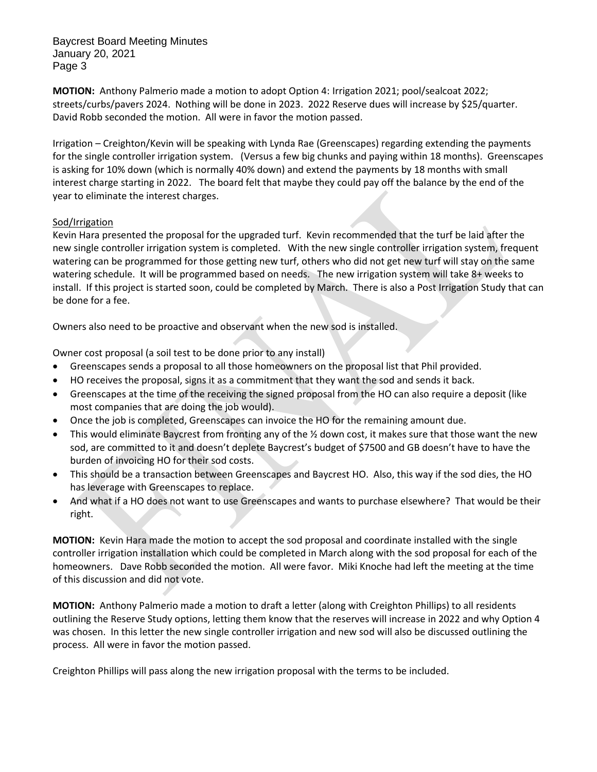**MOTION:** Anthony Palmerio made a motion to adopt Option 4: Irrigation 2021; pool/sealcoat 2022; streets/curbs/pavers 2024. Nothing will be done in 2023. 2022 Reserve dues will increase by $25/quarter. David Robb seconded the motion. All were in favor the motion passed.

Irrigation – Creighton/Kevin will be speaking with Lynda Rae (Greenscapes) regarding extending the payments for the single controller irrigation system. (Versus a few big chunks and paying within 18 months). Greenscapes is asking for 10% down (which is normally 40% down) and extend the payments by 18 months with small interest charge starting in 2022. The board felt that maybe they could pay off the balance by the end of the year to eliminate the interest charges.

<u>Sod/Irrigation</u>

Kevin Hara presented the proposal for the upgraded turf. Kevin recommended that the turf be laid after the new single controller irrigation system is completed. With the new single controller irrigation system, frequent watering can be programmed for those getting new turf, others who did not get new turf will stay on the same watering schedule. It will be programmed based on needs. The new irrigation system will take 8+ weeks to install. If this project is started soon, could be completed by March. There is also a Post Irrigation Study that can be done for a fee.

Owners also need to be proactive and observant when the new sod is installed.

Owner cost proposal (a soil test to be done prior to any install)

- Greenscapes sends a proposal to all those homeowners on the proposal list that Phil provided.
- HO receives the proposal, signs it as a commitment that they want the sod and sends it back.
- Greenscapes at the time of the receiving the signed proposal from the HO can also require a deposit (like most companies that are doing the job would).
- Once the job is completed, Greenscapes can invoice the HO for the remaining amount due.
- This would eliminate Baycrest from fronting any of the ½ down cost, it makes sure that those want the new sod, are committed to it and doesn't deplete Baycrest's budget of $7500 and GB doesn't have to have the burden of invoicing HO for their sod costs.
- This should be a transaction between Greenscapes and Baycrest HO. Also, this way if the sod dies, the HO has leverage with Greenscapes to replace.
- And what if a HO does not want to use Greenscapes and wants to purchase elsewhere? That would be their right.

**MOTION:** Kevin Hara made the motion to accept the sod proposal and coordinate installed with the single controller irrigation installation which could be completed in March along with the sod proposal for each of the homeowners. Dave Robb seconded the motion. All were favor. Miki Knoche had left the meeting at the time of this discussion and did not vote.

**MOTION:** Anthony Palmerio made a motion to draft a letter (along with Creighton Phillips) to all residents outlining the Reserve Study options, letting them know that the reserves will increase in 2022 and why Option 4 was chosen. In this letter the new single controller irrigation and new sod will also be discussed outlining the process. All were in favor the motion passed.

Creighton Phillips will pass along the new irrigation proposal with the terms to be included.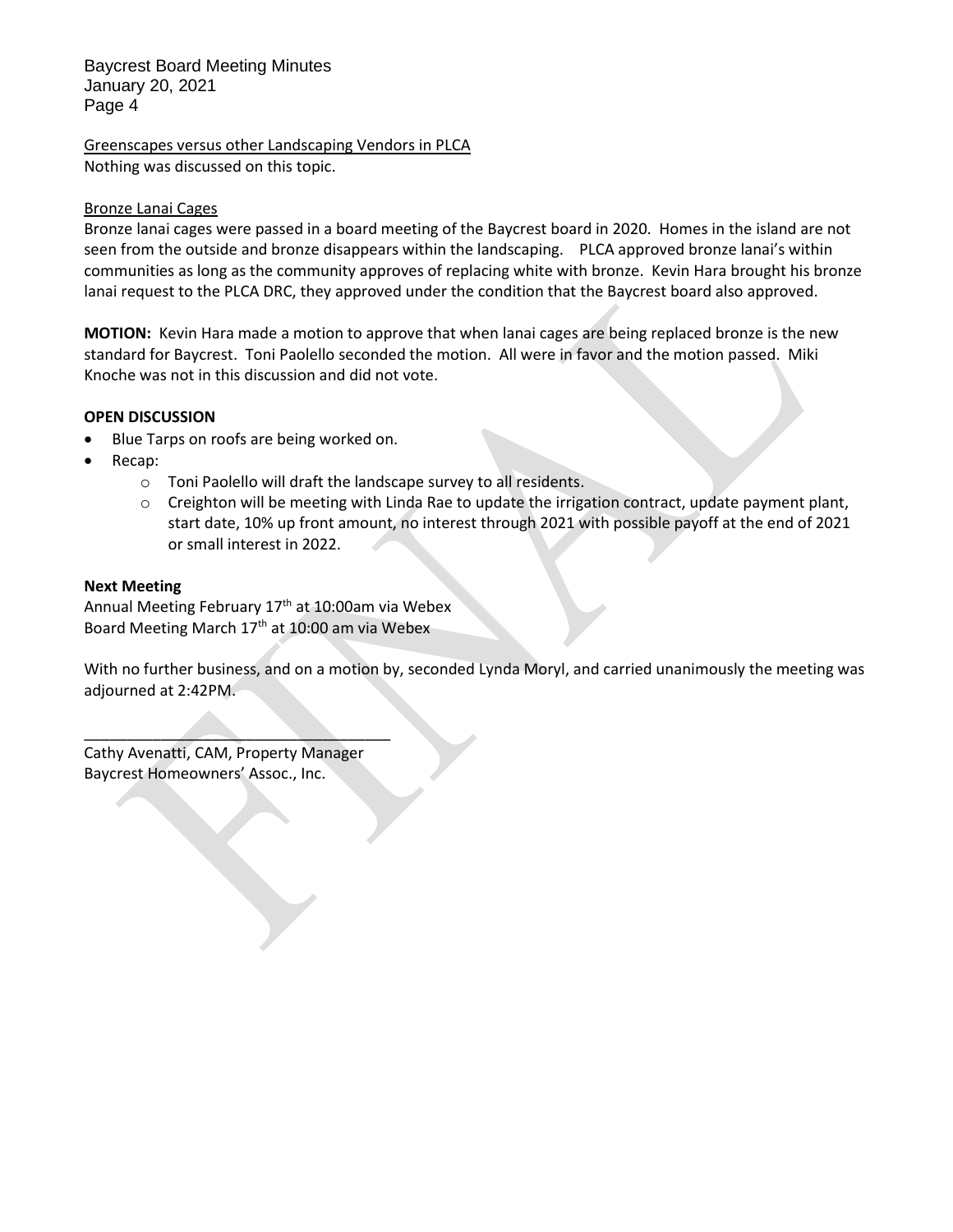Greenscapes versus other Landscaping Vendors in PLCA
Nothing was discussed on this topic.

Bronze Lanai Cages
Bronze lanai cages were passed in a board meeting of the Baycrest board in 2020. Homes in the island are not seen from the outside and bronze disappears within the landscaping. PLCA approved bronze lanai's within communities as long as the community approves of replacing white with bronze. Kevin Hara brought his bronze lanai request to the PLCA DRC, they approved under the condition that the Baycrest board also approved.

**MOTION:** Kevin Hara made a motion to approve that when lanai cages are being replaced bronze is the new standard for Baycrest. Toni Paolello seconded the motion. All were in favor and the motion passed. Miki Knoche was not in this discussion and did not vote.

**OPEN DISCUSSION**

- Blue Tarps on roofs are being worked on.
- Recap:
    - Toni Paolello will draft the landscape survey to all residents.
    - Creighton will be meeting with Linda Rae to update the irrigation contract, update payment plant, start date, 10% up front amount, no interest through 2021 with possible payoff at the end of 2021 or small interest in 2022.

**Next Meeting**
Annual Meeting February 17th at 10:00am via Webex
Board Meeting March 17th at 10:00 am via Webex

With no further business, and on a motion by, seconded Lynda Moryl, and carried unanimously the meeting was adjourned at 2:42PM.

\_\_\_\_\_\_\_\_\_\_\_\_\_\_\_\_\_\_\_\_\_\_\_\_\_\_\_\_\_\_\_\_\_\_\_\_

Cathy Avenatti, CAM, Property Manager
Baycrest Homeowners' Assoc., Inc.